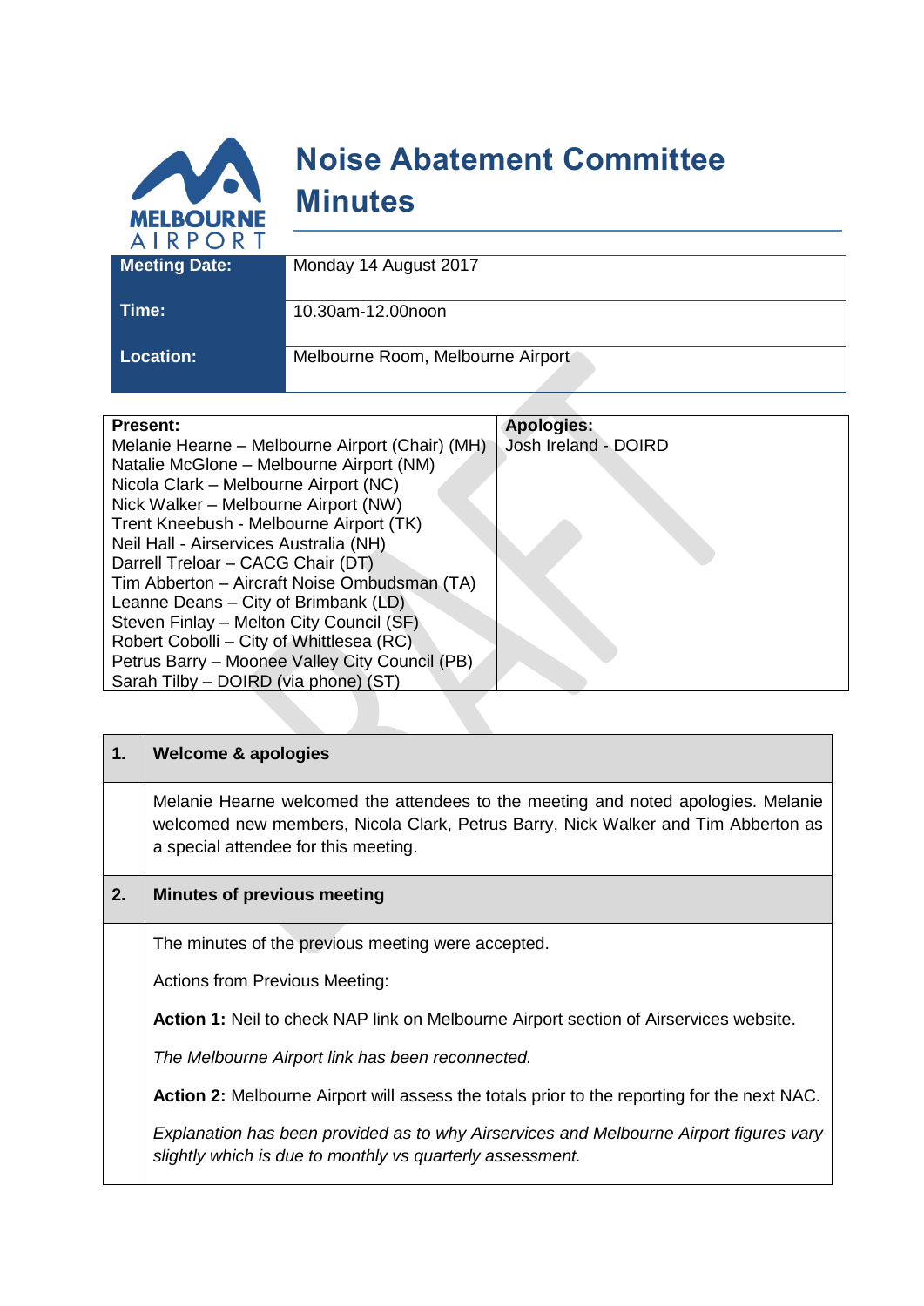# Noise Abatement Committee Minutes

| Meeting Date: | Monday 14 August 2017 |
|---|---|
| Time: | 10.30am-12.00noon |
| Location: | Melbourne Room, Melbourne Airport |

| Present: | Apologies: |
|---|---|
| Melanie Hearne – Melbourne Airport (Chair) (MH)<br>Natalie McGlone – Melbourne Airport (NM)<br>Nicola Clark – Melbourne Airport (NC)<br>Nick Walker – Melbourne Airport (NW)<br>Trent Kneebush - Melbourne Airport (TK)<br>Neil Hall - Airservices Australia (NH)<br>Darrell Treloar – CACG Chair (DT)<br>Tim Abberton – Aircraft Noise Ombudsman (TA)<br>Leanne Deans – City of Brimbank (LD)<br>Steven Finlay – Melton City Council (SF)<br>Robert Cobolli – City of Whittlesea (RC)<br>Petrus Barry – Moonee Valley City Council (PB)<br>Sarah Tilby – DOIRD (via phone) (ST) | Josh Ireland - DOIRD |

## 1. Welcome & apologies

Melanie Hearne welcomed the attendees to the meeting and noted apologies. Melanie welcomed new members, Nicola Clark, Petrus Barry, Nick Walker and Tim Abberton as a special attendee for this meeting.

## 2. Minutes of previous meeting

The minutes of the previous meeting were accepted.

Actions from Previous Meeting:

**Action 1:** Neil to check NAP link on Melbourne Airport section of Airservices website.

*The Melbourne Airport link has been reconnected.*

**Action 2:** Melbourne Airport will assess the totals prior to the reporting for the next NAC.

*Explanation has been provided as to why Airservices and Melbourne Airport figures vary slightly which is due to monthly vs quarterly assessment.*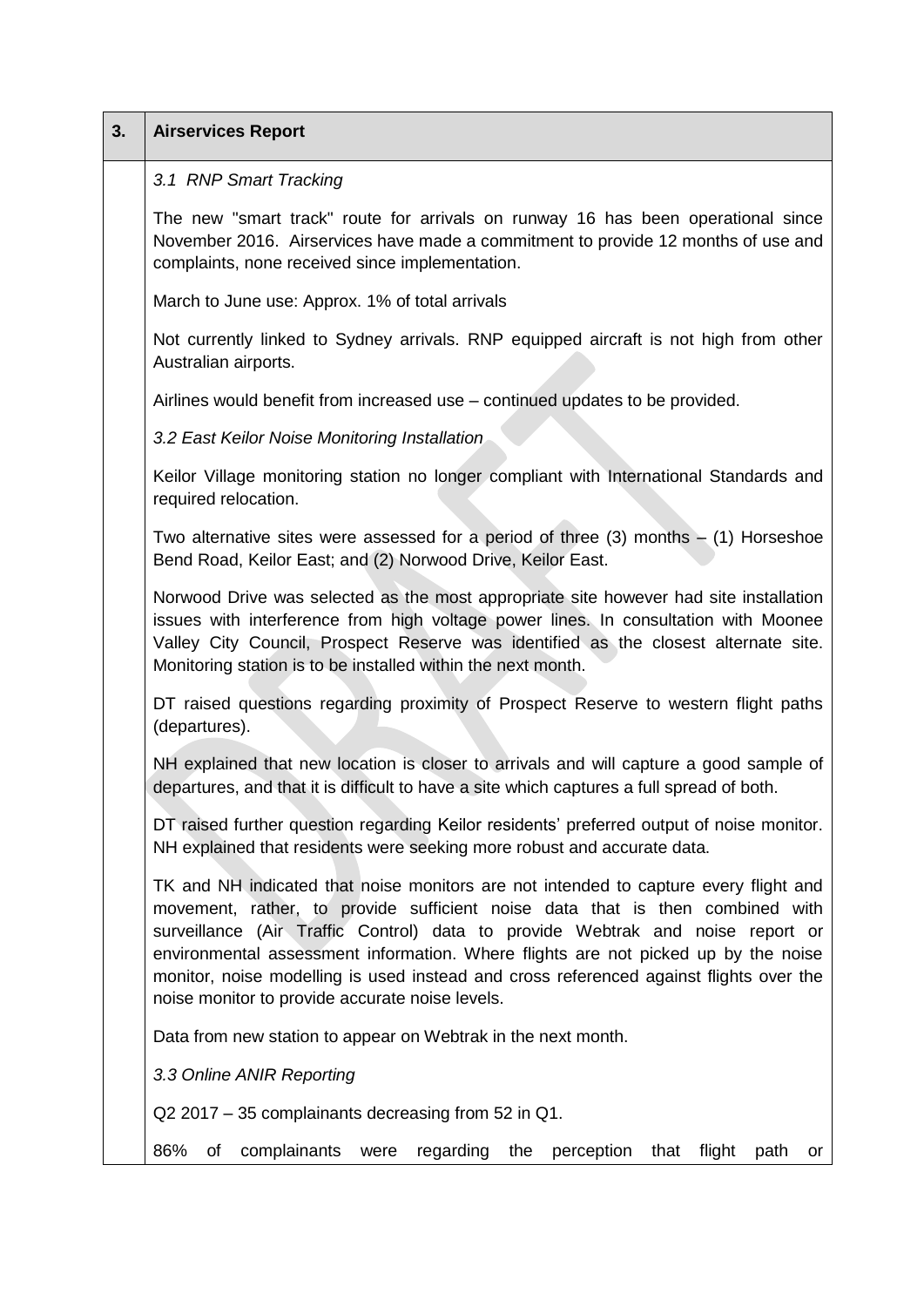| 3. | **Airservices Report** |
|---|---|

*3.1 RNP Smart Tracking*

The new "smart track" route for arrivals on runway 16 has been operational since November 2016. Airservices have made a commitment to provide 12 months of use and complaints, none received since implementation.

March to June use: Approx. 1% of total arrivals

Not currently linked to Sydney arrivals. RNP equipped aircraft is not high from other Australian airports.

Airlines would benefit from increased use – continued updates to be provided.

*3.2 East Keilor Noise Monitoring Installation*

Keilor Village monitoring station no longer compliant with International Standards and required relocation.

Two alternative sites were assessed for a period of three (3) months – (1) Horseshoe Bend Road, Keilor East; and (2) Norwood Drive, Keilor East.

Norwood Drive was selected as the most appropriate site however had site installation issues with interference from high voltage power lines. In consultation with Moonee Valley City Council, Prospect Reserve was identified as the closest alternate site. Monitoring station is to be installed within the next month.

DT raised questions regarding proximity of Prospect Reserve to western flight paths (departures).

NH explained that new location is closer to arrivals and will capture a good sample of departures, and that it is difficult to have a site which captures a full spread of both.

DT raised further question regarding Keilor residents' preferred output of noise monitor. NH explained that residents were seeking more robust and accurate data.

TK and NH indicated that noise monitors are not intended to capture every flight and movement, rather, to provide sufficient noise data that is then combined with surveillance (Air Traffic Control) data to provide Webtrak and noise report or environmental assessment information. Where flights are not picked up by the noise monitor, noise modelling is used instead and cross referenced against flights over the noise monitor to provide accurate noise levels.

Data from new station to appear on Webtrak in the next month.

*3.3 Online ANIR Reporting*

Q2 2017 – 35 complainants decreasing from 52 in Q1.

86% of complainants were regarding the perception that flight path or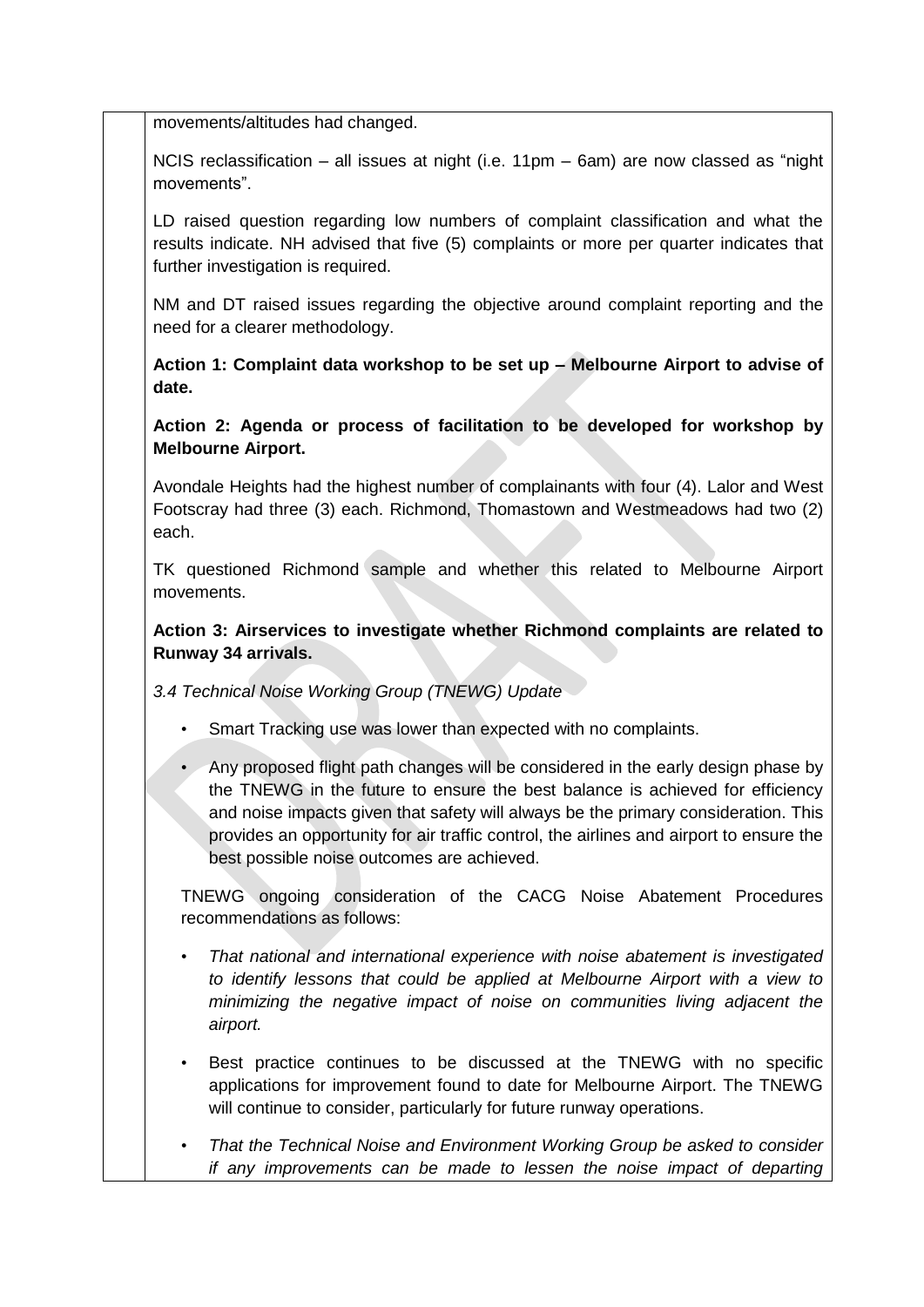movements/altitudes had changed.

NCIS reclassification – all issues at night (i.e. 11pm – 6am) are now classed as "night movements".

LD raised question regarding low numbers of complaint classification and what the results indicate. NH advised that five (5) complaints or more per quarter indicates that further investigation is required.

NM and DT raised issues regarding the objective around complaint reporting and the need for a clearer methodology.

**Action 1: Complaint data workshop to be set up – Melbourne Airport to advise of date.**

**Action 2: Agenda or process of facilitation to be developed for workshop by Melbourne Airport.**

Avondale Heights had the highest number of complainants with four (4). Lalor and West Footscray had three (3) each. Richmond, Thomastown and Westmeadows had two (2) each.

TK questioned Richmond sample and whether this related to Melbourne Airport movements.

**Action 3: Airservices to investigate whether Richmond complaints are related to Runway 34 arrivals.**

*3.4 Technical Noise Working Group (TNEWG) Update*

- Smart Tracking use was lower than expected with no complaints.
- Any proposed flight path changes will be considered in the early design phase by the TNEWG in the future to ensure the best balance is achieved for efficiency and noise impacts given that safety will always be the primary consideration. This provides an opportunity for air traffic control, the airlines and airport to ensure the best possible noise outcomes are achieved.

TNEWG ongoing consideration of the CACG Noise Abatement Procedures recommendations as follows:

- *That national and international experience with noise abatement is investigated to identify lessons that could be applied at Melbourne Airport with a view to minimizing the negative impact of noise on communities living adjacent the airport.*
- Best practice continues to be discussed at the TNEWG with no specific applications for improvement found to date for Melbourne Airport. The TNEWG will continue to consider, particularly for future runway operations.
- *That the Technical Noise and Environment Working Group be asked to consider if any improvements can be made to lessen the noise impact of departing*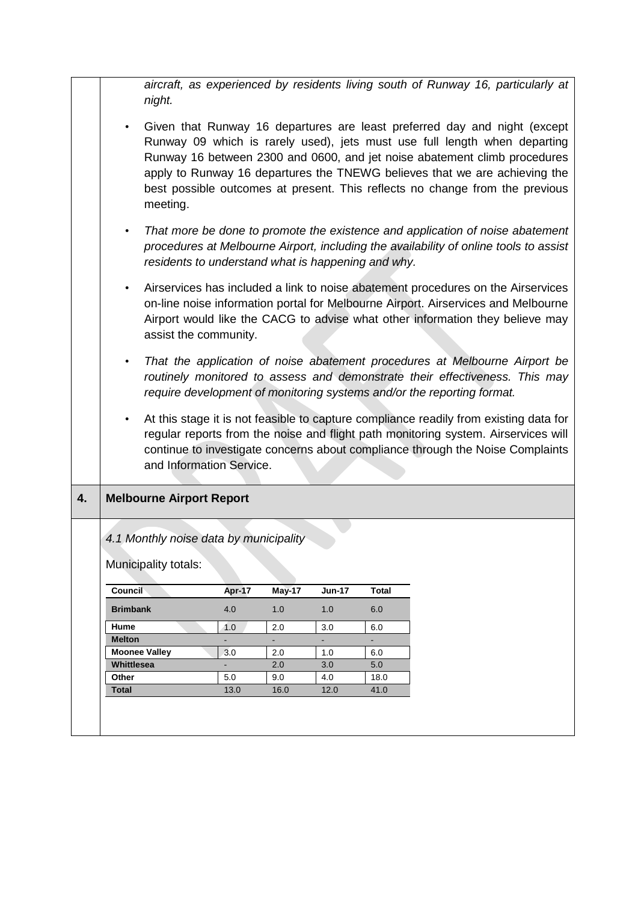*aircraft, as experienced by residents living south of Runway 16, particularly at night.*

- Given that Runway 16 departures are least preferred day and night (except Runway 09 which is rarely used), jets must use full length when departing Runway 16 between 2300 and 0600, and jet noise abatement climb procedures apply to Runway 16 departures the TNEWG believes that we are achieving the best possible outcomes at present. This reflects no change from the previous meeting.

- *That more be done to promote the existence and application of noise abatement procedures at Melbourne Airport, including the availability of online tools to assist residents to understand what is happening and why.*

- Airservices has included a link to noise abatement procedures on the Airservices on-line noise information portal for Melbourne Airport. Airservices and Melbourne Airport would like the CACG to advise what other information they believe may assist the community.

- *That the application of noise abatement procedures at Melbourne Airport be routinely monitored to assess and demonstrate their effectiveness. This may require development of monitoring systems and/or the reporting format.*

- At this stage it is not feasible to capture compliance readily from existing data for regular reports from the noise and flight path monitoring system. Airservices will continue to investigate concerns about compliance through the Noise Complaints and Information Service.

## 4. Melbourne Airport Report

*4.1 Monthly noise data by municipality*

Municipality totals:

| Council | Apr-17 | May-17 | Jun-17 | Total |
|---|---|---|---|---|
| **Brimbank** | 4.0 | 1.0 | 1.0 | 6.0 |
| **Hume** | 1.0 | 2.0 | 3.0 | 6.0 |
| **Melton** | - | - | - | - |
| **Moonee Valley** | 3.0 | 2.0 | 1.0 | 6.0 |
| **Whittlesea** | - | 2.0 | 3.0 | 5.0 |
| **Other** | 5.0 | 9.0 | 4.0 | 18.0 |
| **Total** | 13.0 | 16.0 | 12.0 | 41.0 |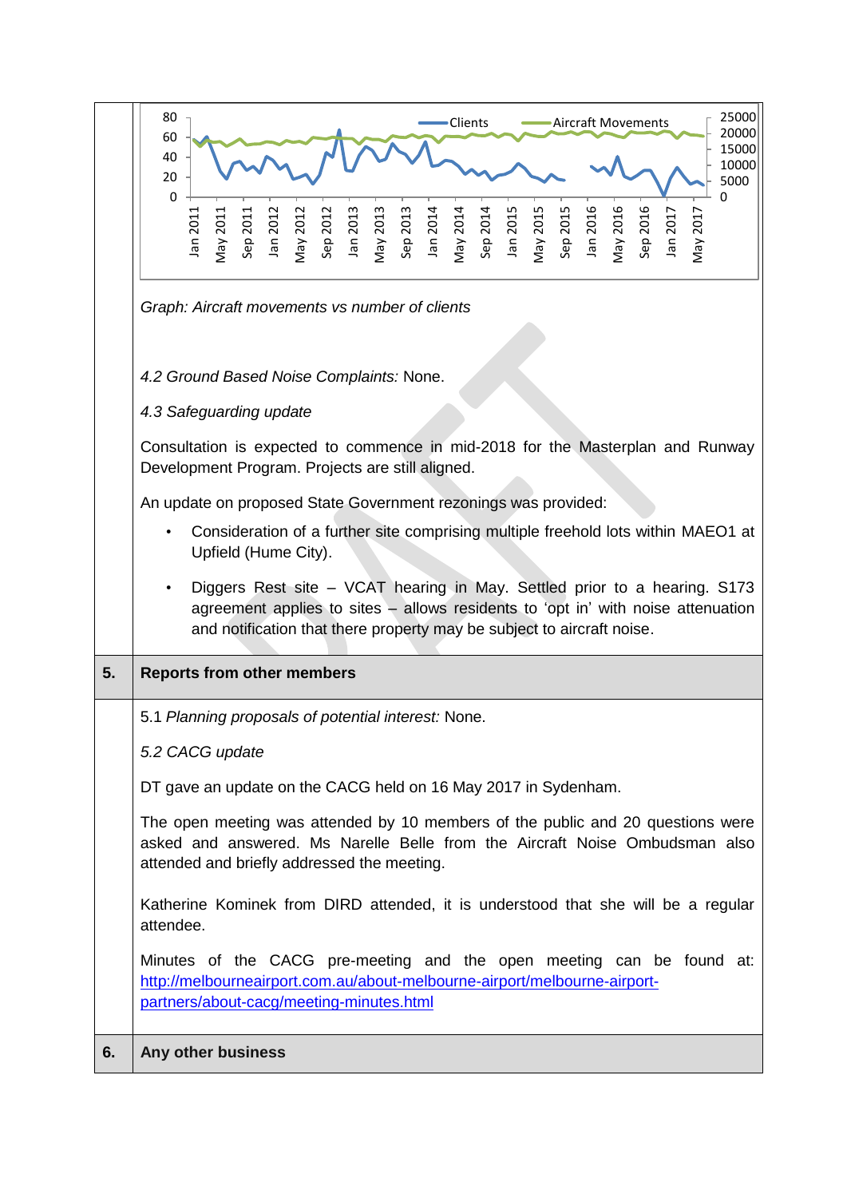Graph: Aircraft movements vs number of clients

*4.2 Ground Based Noise Complaints:* None.

*4.3 Safeguarding update*

Consultation is expected to commence in mid-2018 for the Masterplan and Runway Development Program. Projects are still aligned.

An update on proposed State Government rezonings was provided:

- Consideration of a further site comprising multiple freehold lots within MAEO1 at Upfield (Hume City).
- Diggers Rest site – VCAT hearing in May. Settled prior to a hearing. S173 agreement applies to sites – allows residents to 'opt in' with noise attenuation and notification that there property may be subject to aircraft noise.

## 5. Reports from other members

5.1 *Planning proposals of potential interest:* None.

*5.2 CACG update*

DT gave an update on the CACG held on 16 May 2017 in Sydenham.

The open meeting was attended by 10 members of the public and 20 questions were asked and answered. Ms Narelle Belle from the Aircraft Noise Ombudsman also attended and briefly addressed the meeting.

Katherine Kominek from DIRD attended, it is understood that she will be a regular attendee.

Minutes of the CACG pre-meeting and the open meeting can be found at: http://melbourneairport.com.au/about-melbourne-airport/melbourne-airport-partners/about-cacg/meeting-minutes.html

## 6. Any other business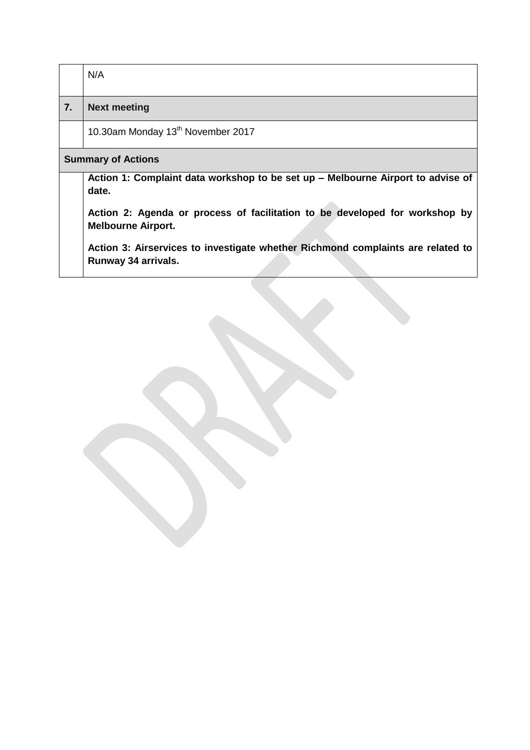| | |
|---|---|
| | N/A |
| **7.** | **Next meeting** |
| | 10.30am Monday 13th November 2017 |
| **Summary of Actions** | |
| | **Action 1: Complaint data workshop to be set up – Melbourne Airport to advise of date.**<br><br>**Action 2: Agenda or process of facilitation to be developed for workshop by Melbourne Airport.**<br><br>**Action 3: Airservices to investigate whether Richmond complaints are related to Runway 34 arrivals.** |

DRAFT